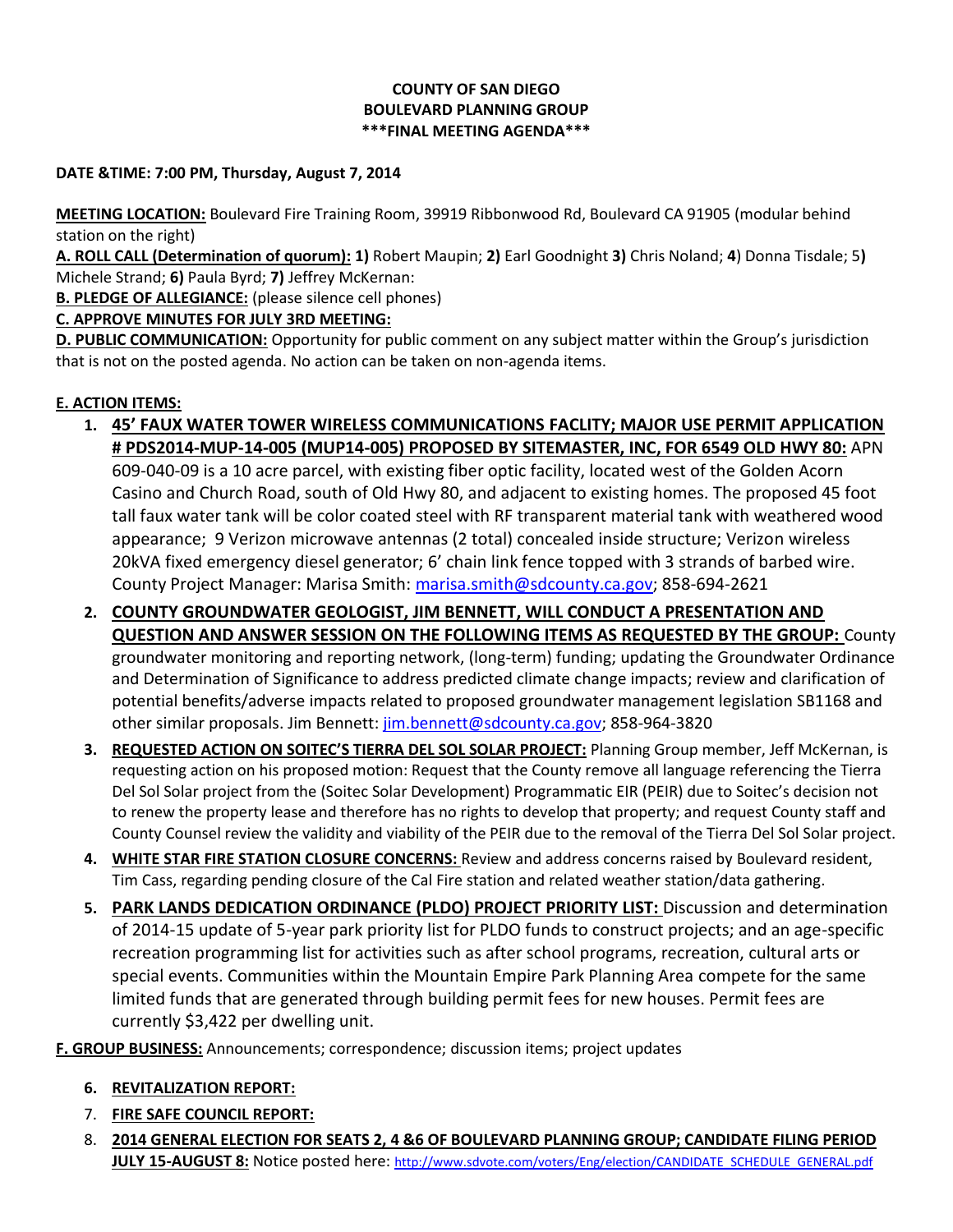**COUNTY OF SAN DIEGO**
**BOULEVARD PLANNING GROUP**
**\*\*\*FINAL MEETING AGENDA\*\*\***

**DATE &TIME: 7:00 PM, Thursday, August 7, 2014**

**MEETING LOCATION:** Boulevard Fire Training Room, 39919 Ribbonwood Rd, Boulevard CA 91905 (modular behind station on the right)

**A. ROLL CALL (Determination of quorum): 1)** Robert Maupin; **2)** Earl Goodnight **3)** Chris Noland; **4**) Donna Tisdale; 5**)** Michele Strand; **6)** Paula Byrd; **7)** Jeffrey McKernan:

**B. PLEDGE OF ALLEGIANCE:** (please silence cell phones)

**C. APPROVE MINUTES FOR JULY 3RD MEETING:**

**D. PUBLIC COMMUNICATION:** Opportunity for public comment on any subject matter within the Group's jurisdiction that is not on the posted agenda. No action can be taken on non-agenda items.

**E. ACTION ITEMS:**

1. **45' FAUX WATER TOWER WIRELESS COMMUNICATIONS FACLITY; MAJOR USE PERMIT APPLICATION # PDS2014-MUP-14-005 (MUP14-005) PROPOSED BY SITEMASTER, INC, FOR 6549 OLD HWY 80:** APN 609-040-09 is a 10 acre parcel, with existing fiber optic facility, located west of the Golden Acorn Casino and Church Road, south of Old Hwy 80, and adjacent to existing homes. The proposed 45 foot tall faux water tank will be color coated steel with RF transparent material tank with weathered wood appearance; 9 Verizon microwave antennas (2 total) concealed inside structure; Verizon wireless 20kVA fixed emergency diesel generator; 6' chain link fence topped with 3 strands of barbed wire. County Project Manager: Marisa Smith: marisa.smith@sdcounty.ca.gov; 858-694-2621
2. **COUNTY GROUNDWATER GEOLOGIST, JIM BENNETT, WILL CONDUCT A PRESENTATION AND QUESTION AND ANSWER SESSION ON THE FOLLOWING ITEMS AS REQUESTED BY THE GROUP:** County groundwater monitoring and reporting network, (long-term) funding; updating the Groundwater Ordinance and Determination of Significance to address predicted climate change impacts; review and clarification of potential benefits/adverse impacts related to proposed groundwater management legislation SB1168 and other similar proposals. Jim Bennett: jim.bennett@sdcounty.ca.gov; 858-964-3820
3. **REQUESTED ACTION ON SOITEC'S TIERRA DEL SOL SOLAR PROJECT:** Planning Group member, Jeff McKernan, is requesting action on his proposed motion: Request that the County remove all language referencing the Tierra Del Sol Solar project from the (Soitec Solar Development) Programmatic EIR (PEIR) due to Soitec's decision not to renew the property lease and therefore has no rights to develop that property; and request County staff and County Counsel review the validity and viability of the PEIR due to the removal of the Tierra Del Sol Solar project.
4. **WHITE STAR FIRE STATION CLOSURE CONCERNS:** Review and address concerns raised by Boulevard resident, Tim Cass, regarding pending closure of the Cal Fire station and related weather station/data gathering.
5. **PARK LANDS DEDICATION ORDINANCE (PLDO) PROJECT PRIORITY LIST:** Discussion and determination of 2014-15 update of 5-year park priority list for PLDO funds to construct projects; and an age-specific recreation programming list for activities such as after school programs, recreation, cultural arts or special events. Communities within the Mountain Empire Park Planning Area compete for the same limited funds that are generated through building permit fees for new houses. Permit fees are currently $3,422 per dwelling unit.

**F. GROUP BUSINESS:** Announcements; correspondence; discussion items; project updates

6. **REVITALIZATION REPORT:**
7. **FIRE SAFE COUNCIL REPORT:**
8. **2014 GENERAL ELECTION FOR SEATS 2, 4 &6 OF BOULEVARD PLANNING GROUP; CANDIDATE FILING PERIOD JULY 15-AUGUST 8:** Notice posted here: http://www.sdvote.com/voters/Eng/election/CANDIDATE_SCHEDULE_GENERAL.pdf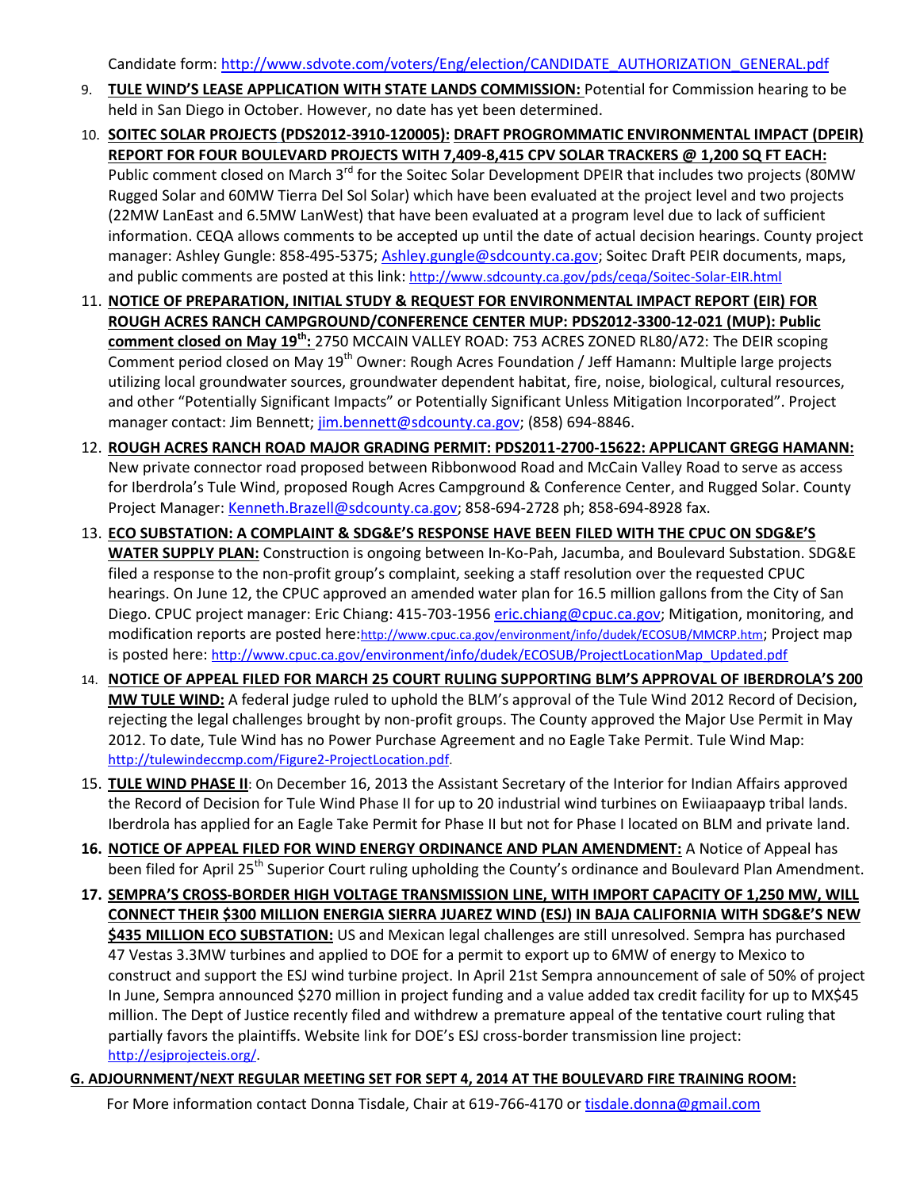Candidate form: http://www.sdvote.com/voters/Eng/election/CANDIDATE_AUTHORIZATION_GENERAL.pdf

9. **TULE WIND'S LEASE APPLICATION WITH STATE LANDS COMMISSION:** Potential for Commission hearing to be held in San Diego in October. However, no date has yet been determined.
10. **SOITEC SOLAR PROJECTS (PDS2012-3910-120005): DRAFT PROGROMMATIC ENVIRONMENTAL IMPACT (DPEIR) REPORT FOR FOUR BOULEVARD PROJECTS WITH 7,409-8,415 CPV SOLAR TRACKERS @ 1,200 SQ FT EACH:** Public comment closed on March 3rd for the Soitec Solar Development DPEIR that includes two projects (80MW Rugged Solar and 60MW Tierra Del Sol Solar) which have been evaluated at the project level and two projects (22MW LanEast and 6.5MW LanWest) that have been evaluated at a program level due to lack of sufficient information. CEQA allows comments to be accepted up until the date of actual decision hearings. County project manager: Ashley Gungle: 858-495-5375; Ashley.gungle@sdcounty.ca.gov; Soitec Draft PEIR documents, maps, and public comments are posted at this link: http://www.sdcounty.ca.gov/pds/ceqa/Soitec-Solar-EIR.html
11. **NOTICE OF PREPARATION, INITIAL STUDY & REQUEST FOR ENVIRONMENTAL IMPACT REPORT (EIR) FOR ROUGH ACRES RANCH CAMPGROUND/CONFERENCE CENTER MUP: PDS2012-3300-12-021 (MUP): Public comment closed on May 19th:** 2750 MCCAIN VALLEY ROAD: 753 ACRES ZONED RL80/A72: The DEIR scoping Comment period closed on May 19th Owner: Rough Acres Foundation / Jeff Hamann: Multiple large projects utilizing local groundwater sources, groundwater dependent habitat, fire, noise, biological, cultural resources, and other "Potentially Significant Impacts" or Potentially Significant Unless Mitigation Incorporated". Project manager contact: Jim Bennett; jim.bennett@sdcounty.ca.gov; (858) 694-8846.
12. **ROUGH ACRES RANCH ROAD MAJOR GRADING PERMIT: PDS2011-2700-15622: APPLICANT GREGG HAMANN:** New private connector road proposed between Ribbonwood Road and McCain Valley Road to serve as access for Iberdrola's Tule Wind, proposed Rough Acres Campground & Conference Center, and Rugged Solar. County Project Manager: Kenneth.Brazell@sdcounty.ca.gov; 858-694-2728 ph; 858-694-8928 fax.
13. **ECO SUBSTATION: A COMPLAINT & SDG&E'S RESPONSE HAVE BEEN FILED WITH THE CPUC ON SDG&E'S WATER SUPPLY PLAN:** Construction is ongoing between In-Ko-Pah, Jacumba, and Boulevard Substation. SDG&E filed a response to the non-profit group's complaint, seeking a staff resolution over the requested CPUC hearings. On June 12, the CPUC approved an amended water plan for 16.5 million gallons from the City of San Diego. CPUC project manager: Eric Chiang: 415-703-1956 eric.chiang@cpuc.ca.gov; Mitigation, monitoring, and modification reports are posted here: http://www.cpuc.ca.gov/environment/info/dudek/ECOSUB/MMCRP.htm; Project map is posted here: http://www.cpuc.ca.gov/environment/info/dudek/ECOSUB/ProjectLocationMap_Updated.pdf
14. **NOTICE OF APPEAL FILED FOR MARCH 25 COURT RULING SUPPORTING BLM'S APPROVAL OF IBERDROLA'S 200 MW TULE WIND:** A federal judge ruled to uphold the BLM's approval of the Tule Wind 2012 Record of Decision, rejecting the legal challenges brought by non-profit groups. The County approved the Major Use Permit in May 2012. To date, Tule Wind has no Power Purchase Agreement and no Eagle Take Permit. Tule Wind Map: http://tulewindeccmp.com/Figure2-ProjectLocation.pdf.
15. **TULE WIND PHASE II**: On December 16, 2013 the Assistant Secretary of the Interior for Indian Affairs approved the Record of Decision for Tule Wind Phase II for up to 20 industrial wind turbines on Ewiiaapaayp tribal lands. Iberdrola has applied for an Eagle Take Permit for Phase II but not for Phase I located on BLM and private land.
16. **NOTICE OF APPEAL FILED FOR WIND ENERGY ORDINANCE AND PLAN AMENDMENT:** A Notice of Appeal has been filed for April 25th Superior Court ruling upholding the County's ordinance and Boulevard Plan Amendment.
17. **SEMPRA'S CROSS-BORDER HIGH VOLTAGE TRANSMISSION LINE, WITH IMPORT CAPACITY OF 1,250 MW, WILL CONNECT THEIR $300 MILLION ENERGIA SIERRA JUAREZ WIND (ESJ) IN BAJA CALIFORNIA WITH SDG&E'S NEW $435 MILLION ECO SUBSTATION:** US and Mexican legal challenges are still unresolved. Sempra has purchased 47 Vestas 3.3MW turbines and applied to DOE for a permit to export up to 6MW of energy to Mexico to construct and support the ESJ wind turbine project. In April 21st Sempra announcement of sale of 50% of project In June, Sempra announced $270 million in project funding and a value added tax credit facility for up to MX$45 million. The Dept of Justice recently filed and withdrew a premature appeal of the tentative court ruling that partially favors the plaintiffs. Website link for DOE's ESJ cross-border transmission line project: http://esjprojecteis.org/.

**G. ADJOURNMENT/NEXT REGULAR MEETING SET FOR SEPT 4, 2014 AT THE BOULEVARD FIRE TRAINING ROOM:**

For More information contact Donna Tisdale, Chair at 619-766-4170 or tisdale.donna@gmail.com